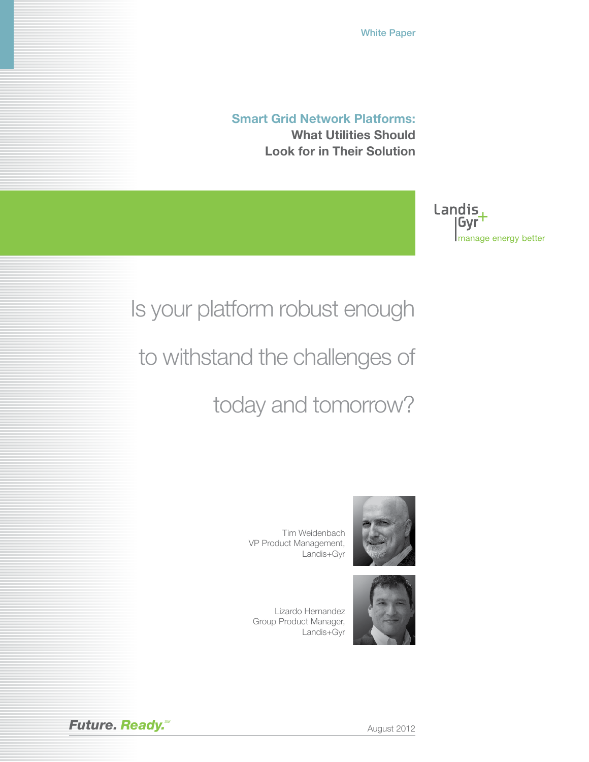White Paper

# Smart Grid Network Platforms: What Utilities Should Look for in Their Solution

Landis+Gyr

manage energy better

Is your platform robust enough to withstand the challenges of today and tomorrow?

Tim Weidenbach
VP Product Management,
Landis+Gyr

Lizardo Hernandez
Group Product Manager,
Landis+Gyr

**Future. Ready.**℠

August 2012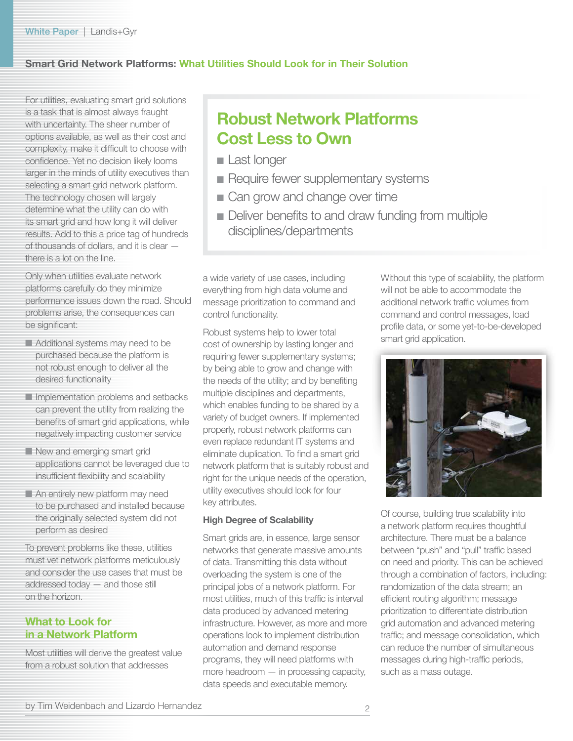## Smart Grid Network Platforms: What Utilities Should Look for in Their Solution

For utilities, evaluating smart grid solutions is a task that is almost always fraught with uncertainty. The sheer number of options available, as well as their cost and complexity, make it difficult to choose with confidence. Yet no decision likely looms larger in the minds of utility executives than selecting a smart grid network platform. The technology chosen will largely determine what the utility can do with its smart grid and how long it will deliver results. Add to this a price tag of hundreds of thousands of dollars, and it is clear — there is a lot on the line.

Only when utilities evaluate network platforms carefully do they minimize performance issues down the road. Should problems arise, the consequences can be significant:

- Additional systems may need to be purchased because the platform is not robust enough to deliver all the desired functionality
- Implementation problems and setbacks can prevent the utility from realizing the benefits of smart grid applications, while negatively impacting customer service
- New and emerging smart grid applications cannot be leveraged due to insufficient flexibility and scalability
- An entirely new platform may need to be purchased and installed because the originally selected system did not perform as desired

To prevent problems like these, utilities must vet network platforms meticulously and consider the use cases that must be addressed today — and those still on the horizon.

### Robust Network Platforms Cost Less to Own

- Last longer
- Require fewer supplementary systems
- Can grow and change over time
- Deliver benefits to and draw funding from multiple disciplines/departments

### What to Look for in a Network Platform

Most utilities will derive the greatest value from a robust solution that addresses a wide variety of use cases, including everything from high data volume and message prioritization to command and control functionality.

Robust systems help to lower total cost of ownership by lasting longer and requiring fewer supplementary systems; by being able to grow and change with the needs of the utility; and by benefiting multiple disciplines and departments, which enables funding to be shared by a variety of budget owners. If implemented properly, robust network platforms can even replace redundant IT systems and eliminate duplication. To find a smart grid network platform that is suitably robust and right for the unique needs of the operation, utility executives should look for four key attributes.

#### High Degree of Scalability

Smart grids are, in essence, large sensor networks that generate massive amounts of data. Transmitting this data without overloading the system is one of the principal jobs of a network platform. For most utilities, much of this traffic is interval data produced by advanced metering infrastructure. However, as more and more operations look to implement distribution automation and demand response programs, they will need platforms with more headroom — in processing capacity, data speeds and executable memory.

Without this type of scalability, the platform will not be able to accommodate the additional network traffic volumes from command and control messages, load profile data, or some yet-to-be-developed smart grid application.

Of course, building true scalability into a network platform requires thoughtful architecture. There must be a balance between "push" and "pull" traffic based on need and priority. This can be achieved through a combination of factors, including: randomization of the data stream; an efficient routing algorithm; message prioritization to differentiate distribution grid automation and advanced metering traffic; and message consolidation, which can reduce the number of simultaneous messages during high-traffic periods, such as a mass outage.

by Tim Weidenbach and Lizardo Hernandez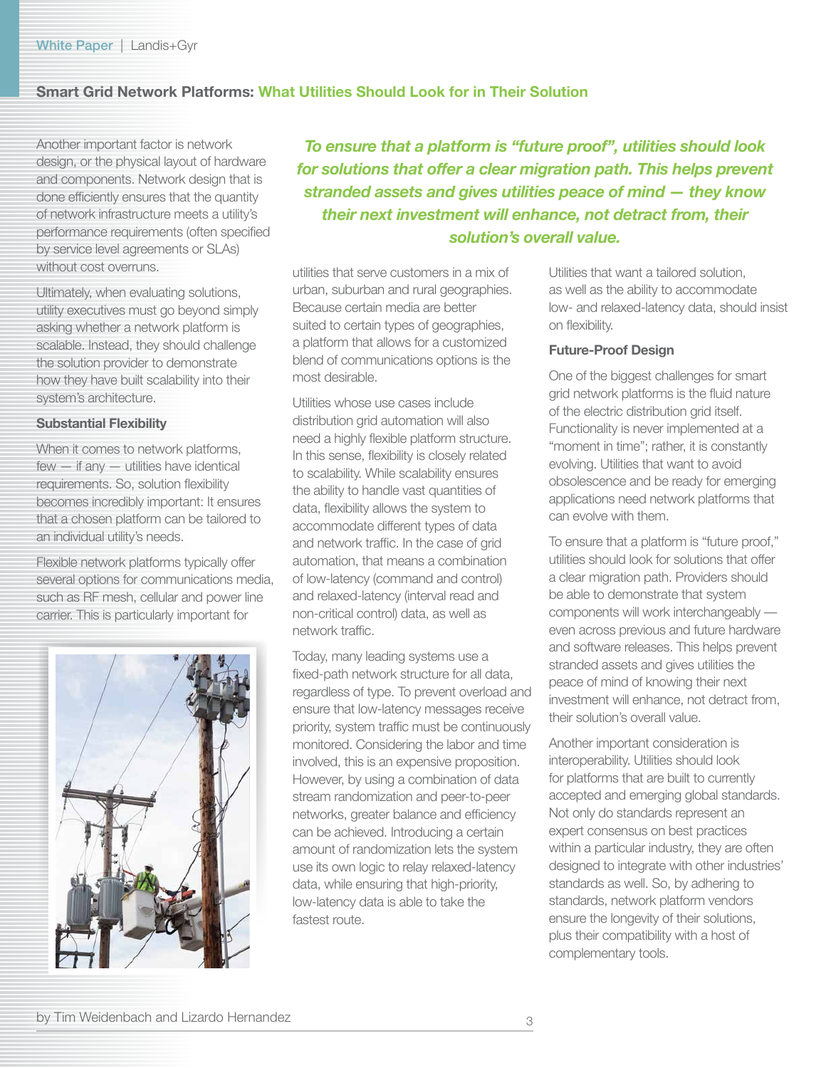Another important factor is network design, or the physical layout of hardware and components. Network design that is done efficiently ensures that the quantity of network infrastructure meets a utility's performance requirements (often specified by service level agreements or SLAs) without cost overruns.

Ultimately, when evaluating solutions, utility executives must go beyond simply asking whether a network platform is scalable. Instead, they should challenge the solution provider to demonstrate how they have built scalability into their system's architecture.

### Substantial Flexibility

When it comes to network platforms, few — if any — utilities have identical requirements. So, solution flexibility becomes incredibly important: It ensures that a chosen platform can be tailored to an individual utility's needs.

Flexible network platforms typically offer several options for communications media, such as RF mesh, cellular and power line carrier. This is particularly important for utilities that serve customers in a mix of urban, suburban and rural geographies. Because certain media are better suited to certain types of geographies, a platform that allows for a customized blend of communications options is the most desirable.

> ***To ensure that a platform is "future proof", utilities should look for solutions that offer a clear migration path. This helps prevent stranded assets and gives utilities peace of mind — they know their next investment will enhance, not detract from, their solution's overall value.***

Utilities whose use cases include distribution grid automation will also need a highly flexible platform structure. In this sense, flexibility is closely related to scalability. While scalability ensures the ability to handle vast quantities of data, flexibility allows the system to accommodate different types of data and network traffic. In the case of grid automation, that means a combination of low-latency (command and control) and relaxed-latency (interval read and non-critical control) data, as well as network traffic.

Today, many leading systems use a fixed-path network structure for all data, regardless of type. To prevent overload and ensure that low-latency messages receive priority, system traffic must be continuously monitored. Considering the labor and time involved, this is an expensive proposition. However, by using a combination of data stream randomization and peer-to-peer networks, greater balance and efficiency can be achieved. Introducing a certain amount of randomization lets the system use its own logic to relay relaxed-latency data, while ensuring that high-priority, low-latency data is able to take the fastest route.

Utilities that want a tailored solution, as well as the ability to accommodate low- and relaxed-latency data, should insist on flexibility.

### Future-Proof Design

One of the biggest challenges for smart grid network platforms is the fluid nature of the electric distribution grid itself. Functionality is never implemented at a "moment in time"; rather, it is constantly evolving. Utilities that want to avoid obsolescence and be ready for emerging applications need network platforms that can evolve with them.

To ensure that a platform is "future proof," utilities should look for solutions that offer a clear migration path. Providers should be able to demonstrate that system components will work interchangeably — even across previous and future hardware and software releases. This helps prevent stranded assets and gives utilities the peace of mind of knowing their next investment will enhance, not detract from, their solution's overall value.

Another important consideration is interoperability. Utilities should look for platforms that are built to currently accepted and emerging global standards. Not only do standards represent an expert consensus on best practices within a particular industry, they are often designed to integrate with other industries' standards as well. So, by adhering to standards, network platform vendors ensure the longevity of their solutions, plus their compatibility with a host of complementary tools.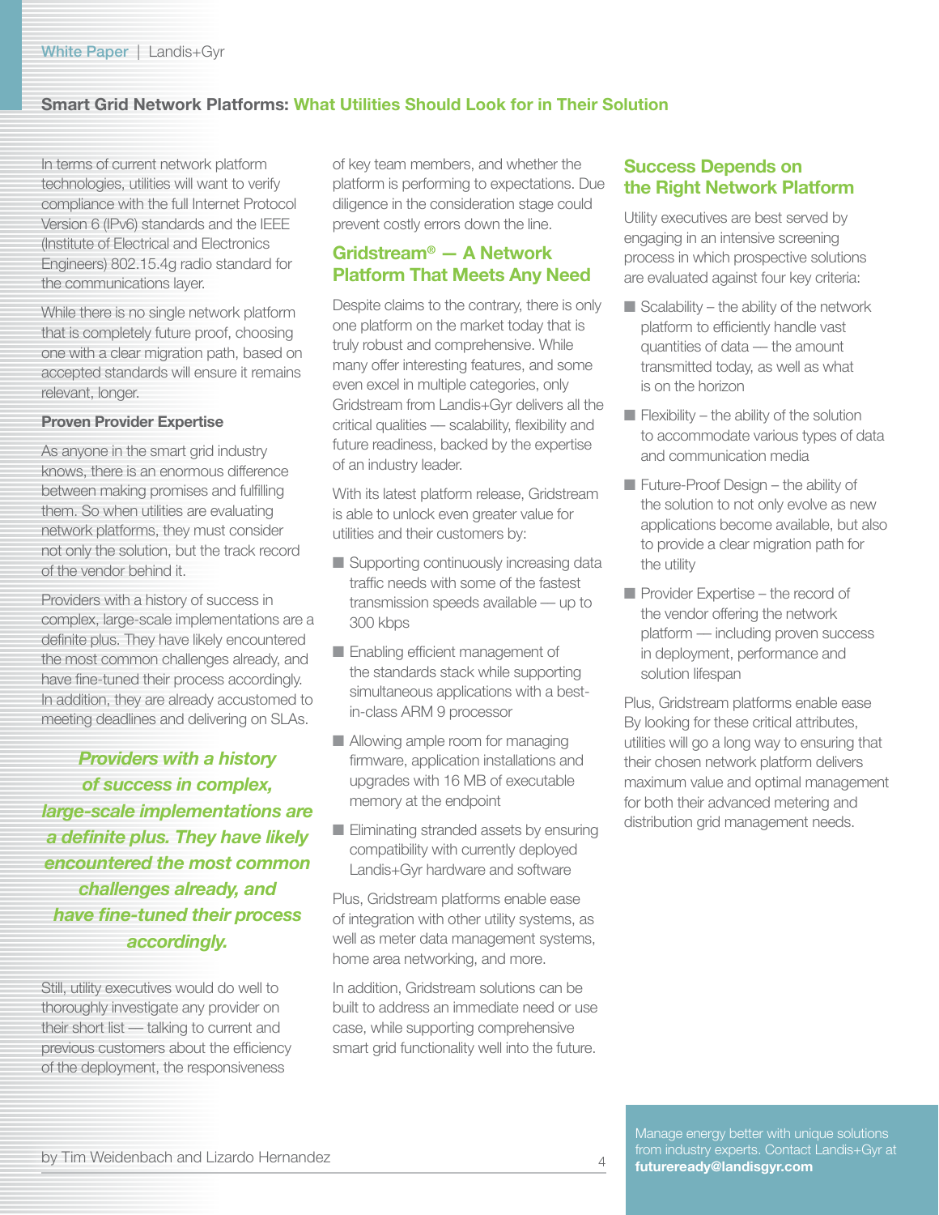In terms of current network platform technologies, utilities will want to verify compliance with the full Internet Protocol Version 6 (IPv6) standards and the IEEE (Institute of Electrical and Electronics Engineers) 802.15.4g radio standard for the communications layer.

While there is no single network platform that is completely future proof, choosing one with a clear migration path, based on accepted standards will ensure it remains relevant, longer.

**Proven Provider Expertise**

As anyone in the smart grid industry knows, there is an enormous difference between making promises and fulfilling them. So when utilities are evaluating network platforms, they must consider not only the solution, but the track record of the vendor behind it.

Providers with a history of success in complex, large-scale implementations are a definite plus. They have likely encountered the most common challenges already, and have fine-tuned their process accordingly. In addition, they are already accustomed to meeting deadlines and delivering on SLAs.

> ***Providers with a history of success in complex, large-scale implementations are a definite plus. They have likely encountered the most common challenges already, and have fine-tuned their process accordingly.***

Still, utility executives would do well to thoroughly investigate any provider on their short list — talking to current and previous customers about the efficiency of the deployment, the responsiveness of key team members, and whether the platform is performing to expectations. Due diligence in the consideration stage could prevent costly errors down the line.

## Gridstream® — A Network Platform That Meets Any Need

Despite claims to the contrary, there is only one platform on the market today that is truly robust and comprehensive. While many offer interesting features, and some even excel in multiple categories, only Gridstream from Landis+Gyr delivers all the critical qualities — scalability, flexibility and future readiness, backed by the expertise of an industry leader.

With its latest platform release, Gridstream is able to unlock even greater value for utilities and their customers by:

- Supporting continuously increasing data traffic needs with some of the fastest transmission speeds available — up to 300 kbps
- Enabling efficient management of the standards stack while supporting simultaneous applications with a best-in-class ARM 9 processor
- Allowing ample room for managing firmware, application installations and upgrades with 16 MB of executable memory at the endpoint
- Eliminating stranded assets by ensuring compatibility with currently deployed Landis+Gyr hardware and software

Plus, Gridstream platforms enable ease of integration with other utility systems, as well as meter data management systems, home area networking, and more.

In addition, Gridstream solutions can be built to address an immediate need or use case, while supporting comprehensive smart grid functionality well into the future.

## Success Depends on the Right Network Platform

Utility executives are best served by engaging in an intensive screening process in which prospective solutions are evaluated against four key criteria:

- Scalability – the ability of the network platform to efficiently handle vast quantities of data — the amount transmitted today, as well as what is on the horizon
- Flexibility – the ability of the solution to accommodate various types of data and communication media
- Future-Proof Design – the ability of the solution to not only evolve as new applications become available, but also to provide a clear migration path for the utility
- Provider Expertise – the record of the vendor offering the network platform — including proven success in deployment, performance and solution lifespan

Plus, Gridstream platforms enable ease By looking for these critical attributes, utilities will go a long way to ensuring that their chosen network platform delivers maximum value and optimal management for both their advanced metering and distribution grid management needs.

by Tim Weidenbach and Lizardo Hernandez

Manage energy better with unique solutions from industry experts. Contact Landis+Gyr at **futureready@landisgyr.com**